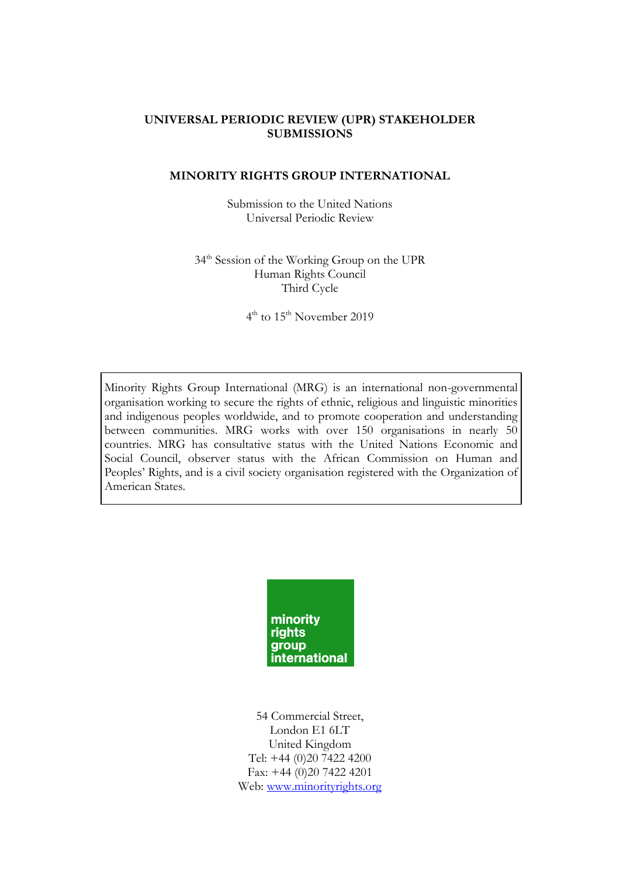# UNIVERSAL PERIODIC REVIEW (UPR) STAKEHOLDER SUBMISSIONS

## MINORITY RIGHTS GROUP INTERNATIONAL

Submission to the United Nations
Universal Periodic Review

34th Session of the Working Group on the UPR
Human Rights Council
Third Cycle

4th to 15th November 2019

Minority Rights Group International (MRG) is an international non-governmental organisation working to secure the rights of ethnic, religious and linguistic minorities and indigenous peoples worldwide, and to promote cooperation and understanding between communities. MRG works with over 150 organisations in nearly 50 countries. MRG has consultative status with the United Nations Economic and Social Council, observer status with the African Commission on Human and Peoples' Rights, and is a civil society organisation registered with the Organization of American States.

minority
rights
group
international

54 Commercial Street,
London E1 6LT
United Kingdom
Tel: +44 (0)20 7422 4200
Fax: +44 (0)20 7422 4201
Web: [www.minorityrights.org](http://www.minorityrights.org)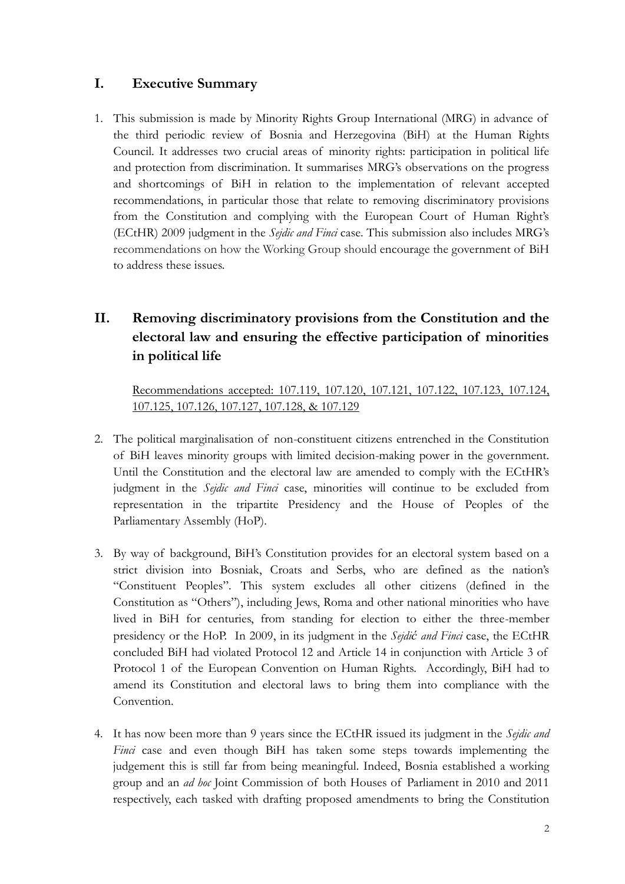## I. Executive Summary

1. This submission is made by Minority Rights Group International (MRG) in advance of the third periodic review of Bosnia and Herzegovina (BiH) at the Human Rights Council. It addresses two crucial areas of minority rights: participation in political life and protection from discrimination. It summarises MRG's observations on the progress and shortcomings of BiH in relation to the implementation of relevant accepted recommendations, in particular those that relate to removing discriminatory provisions from the Constitution and complying with the European Court of Human Right's (ECtHR) 2009 judgment in the *Sejdic and Finci* case. This submission also includes MRG's recommendations on how the Working Group should encourage the government of BiH to address these issues.

## II. Removing discriminatory provisions from the Constitution and the electoral law and ensuring the effective participation of minorities in political life

Recommendations accepted: 107.119, 107.120, 107.121, 107.122, 107.123, 107.124, 107.125, 107.126, 107.127, 107.128, & 107.129

2. The political marginalisation of non-constituent citizens entrenched in the Constitution of BiH leaves minority groups with limited decision-making power in the government. Until the Constitution and the electoral law are amended to comply with the ECtHR's judgment in the *Sejdic and Finci* case, minorities will continue to be excluded from representation in the tripartite Presidency and the House of Peoples of the Parliamentary Assembly (HoP).

3. By way of background, BiH's Constitution provides for an electoral system based on a strict division into Bosniak, Croats and Serbs, who are defined as the nation's "Constituent Peoples". This system excludes all other citizens (defined in the Constitution as "Others"), including Jews, Roma and other national minorities who have lived in BiH for centuries, from standing for election to either the three-member presidency or the HoP. In 2009, in its judgment in the *Sejdić and Finci* case, the ECtHR concluded BiH had violated Protocol 12 and Article 14 in conjunction with Article 3 of Protocol 1 of the European Convention on Human Rights. Accordingly, BiH had to amend its Constitution and electoral laws to bring them into compliance with the Convention.

4. It has now been more than 9 years since the ECtHR issued its judgment in the *Sejdic and Finci* case and even though BiH has taken some steps towards implementing the judgement this is still far from being meaningful. Indeed, Bosnia established a working group and an *ad hoc* Joint Commission of both Houses of Parliament in 2010 and 2011 respectively, each tasked with drafting proposed amendments to bring the Constitution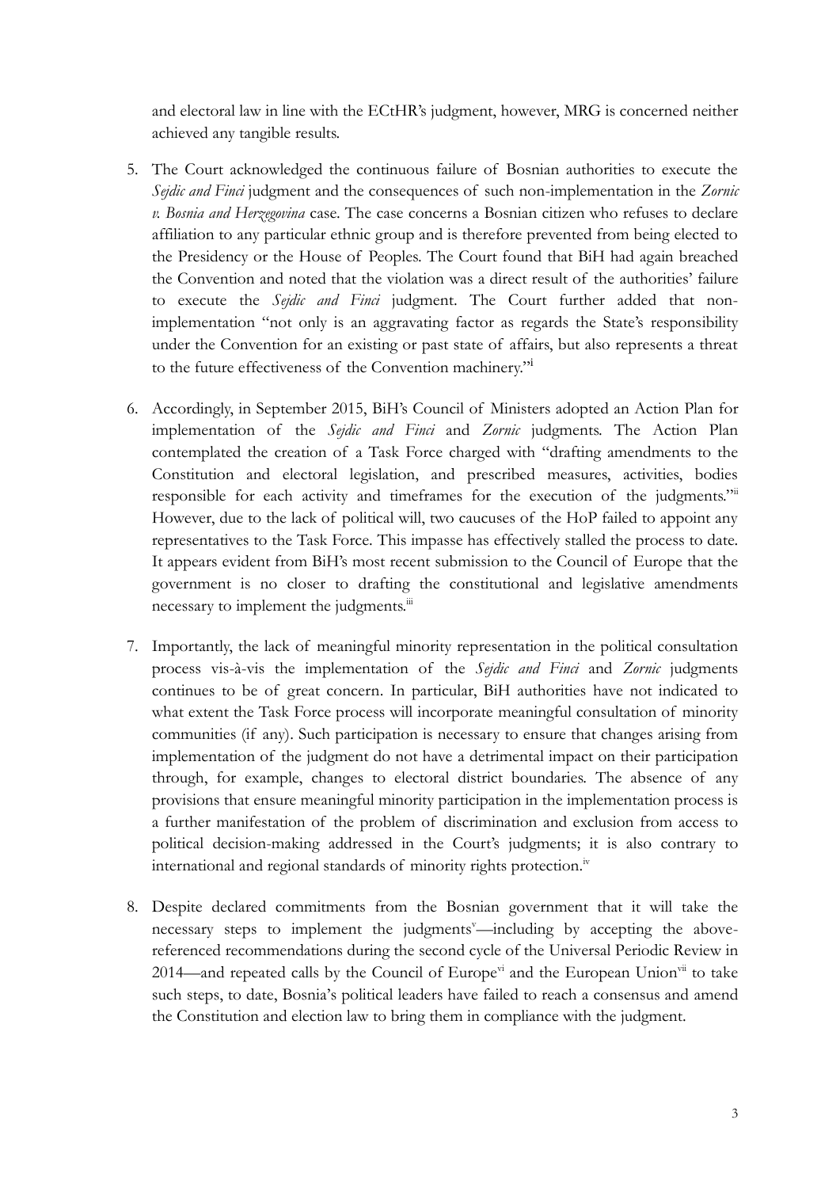and electoral law in line with the ECtHR's judgment, however, MRG is concerned neither achieved any tangible results.

5. The Court acknowledged the continuous failure of Bosnian authorities to execute the *Sejdic and Finci* judgment and the consequences of such non-implementation in the *Zornic v. Bosnia and Herzegovina* case. The case concerns a Bosnian citizen who refuses to declare affiliation to any particular ethnic group and is therefore prevented from being elected to the Presidency or the House of Peoples. The Court found that BiH had again breached the Convention and noted that the violation was a direct result of the authorities' failure to execute the *Sejdic and Finci* judgment. The Court further added that non-implementation "not only is an aggravating factor as regards the State's responsibility under the Convention for an existing or past state of affairs, but also represents a threat to the future effectiveness of the Convention machinery."[i]

6. Accordingly, in September 2015, BiH's Council of Ministers adopted an Action Plan for implementation of the *Sejdic and Finci* and *Zornic* judgments. The Action Plan contemplated the creation of a Task Force charged with "drafting amendments to the Constitution and electoral legislation, and prescribed measures, activities, bodies responsible for each activity and timeframes for the execution of the judgments."[ii] However, due to the lack of political will, two caucuses of the HoP failed to appoint any representatives to the Task Force. This impasse has effectively stalled the process to date. It appears evident from BiH's most recent submission to the Council of Europe that the government is no closer to drafting the constitutional and legislative amendments necessary to implement the judgments.[iii]

7. Importantly, the lack of meaningful minority representation in the political consultation process vis-à-vis the implementation of the *Sejdic and Finci* and *Zornic* judgments continues to be of great concern. In particular, BiH authorities have not indicated to what extent the Task Force process will incorporate meaningful consultation of minority communities (if any). Such participation is necessary to ensure that changes arising from implementation of the judgment do not have a detrimental impact on their participation through, for example, changes to electoral district boundaries. The absence of any provisions that ensure meaningful minority participation in the implementation process is a further manifestation of the problem of discrimination and exclusion from access to political decision-making addressed in the Court's judgments; it is also contrary to international and regional standards of minority rights protection.[iv]

8. Despite declared commitments from the Bosnian government that it will take the necessary steps to implement the judgments[v]—including by accepting the above-referenced recommendations during the second cycle of the Universal Periodic Review in 2014—and repeated calls by the Council of Europe[vi] and the European Union[vii] to take such steps, to date, Bosnia's political leaders have failed to reach a consensus and amend the Constitution and election law to bring them in compliance with the judgment.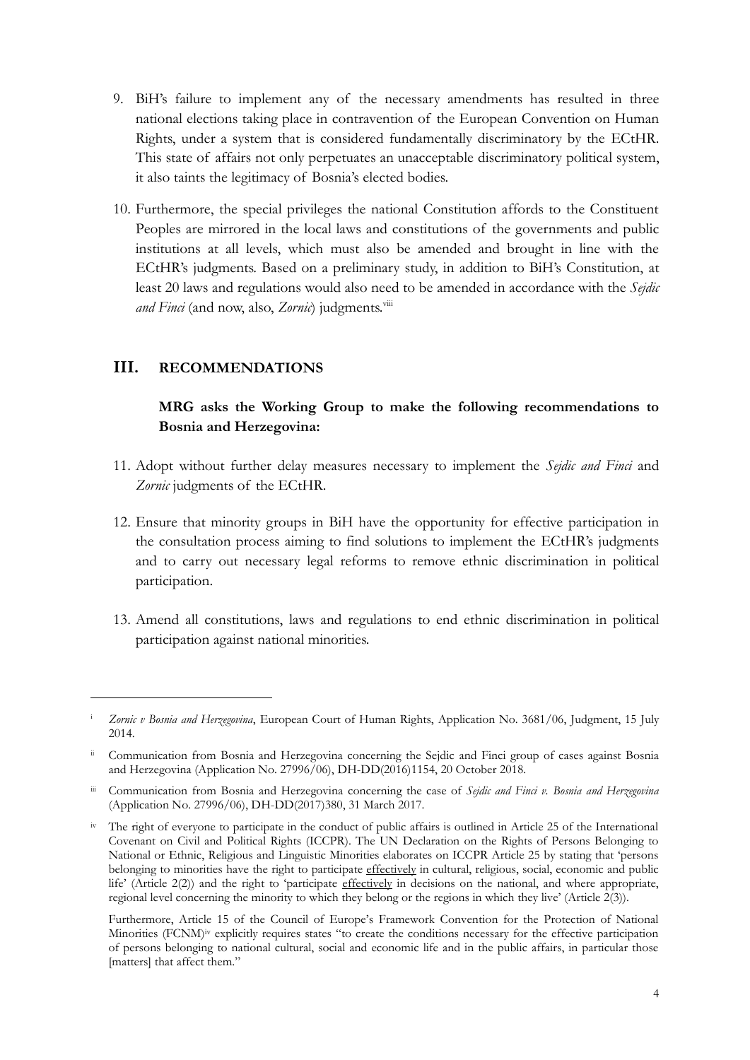9. BiH's failure to implement any of the necessary amendments has resulted in three national elections taking place in contravention of the European Convention on Human Rights, under a system that is considered fundamentally discriminatory by the ECtHR. This state of affairs not only perpetuates an unacceptable discriminatory political system, it also taints the legitimacy of Bosnia's elected bodies.

10. Furthermore, the special privileges the national Constitution affords to the Constituent Peoples are mirrored in the local laws and constitutions of the governments and public institutions at all levels, which must also be amended and brought in line with the ECtHR's judgments. Based on a preliminary study, in addition to BiH's Constitution, at least 20 laws and regulations would also need to be amended in accordance with the *Sejdic and Finci* (and now, also, *Zornic*) judgments.[viii]

## III. RECOMMENDATIONS

**MRG asks the Working Group to make the following recommendations to Bosnia and Herzegovina:**

11. Adopt without further delay measures necessary to implement the *Sejdic and Finci* and *Zornic* judgments of the ECtHR.

12. Ensure that minority groups in BiH have the opportunity for effective participation in the consultation process aiming to find solutions to implement the ECtHR's judgments and to carry out necessary legal reforms to remove ethnic discrimination in political participation.

13. Amend all constitutions, laws and regulations to end ethnic discrimination in political participation against national minorities.

---

[i] *Zornic v Bosnia and Herzegovina*, European Court of Human Rights, Application No. 3681/06, Judgment, 15 July 2014.

[ii] Communication from Bosnia and Herzegovina concerning the Sejdic and Finci group of cases against Bosnia and Herzegovina (Application No. 27996/06), DH-DD(2016)1154, 20 October 2018.

[iii] Communication from Bosnia and Herzegovina concerning the case of *Sejdic and Finci v. Bosnia and Herzegovina* (Application No. 27996/06), DH-DD(2017)380, 31 March 2017.

[iv] The right of everyone to participate in the conduct of public affairs is outlined in Article 25 of the International Covenant on Civil and Political Rights (ICCPR). The UN Declaration on the Rights of Persons Belonging to National or Ethnic, Religious and Linguistic Minorities elaborates on ICCPR Article 25 by stating that 'persons belonging to minorities have the right to participate effectively in cultural, religious, social, economic and public life' (Article 2(2)) and the right to 'participate effectively in decisions on the national, and where appropriate, regional level concerning the minority to which they belong or the regions in which they live' (Article 2(3)).

Furthermore, Article 15 of the Council of Europe's Framework Convention for the Protection of National Minorities (FCNM)[iv] explicitly requires states "to create the conditions necessary for the effective participation of persons belonging to national cultural, social and economic life and in the public affairs, in particular those [matters] that affect them."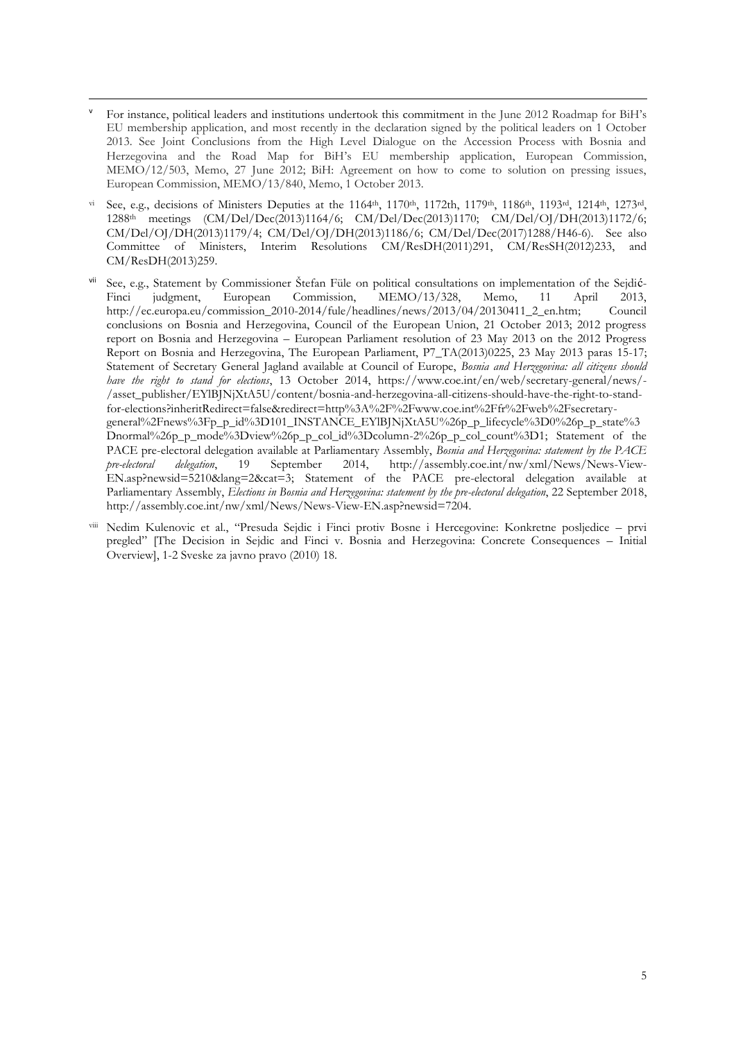[v] For instance, political leaders and institutions undertook this commitment in the June 2012 Roadmap for BiH's EU membership application, and most recently in the declaration signed by the political leaders on 1 October 2013. See Joint Conclusions from the High Level Dialogue on the Accession Process with Bosnia and Herzegovina and the Road Map for BiH's EU membership application, European Commission, MEMO/12/503, Memo, 27 June 2012; BiH: Agreement on how to come to solution on pressing issues, European Commission, MEMO/13/840, Memo, 1 October 2013.

[vi] See, e.g., decisions of Ministers Deputies at the 1164th, 1170th, 1172th, 1179th, 1186th, 1193rd, 1214th, 1273rd, 1288th meetings (CM/Del/Dec(2013)1164/6; CM/Del/Dec(2013)1170; CM/Del/OJ/DH(2013)1172/6; CM/Del/OJ/DH(2013)1179/4; CM/Del/OJ/DH(2013)1186/6; CM/Del/Dec(2017)1288/H46-6). See also Committee of Ministers, Interim Resolutions CM/ResDH(2011)291, CM/ResSH(2012)233, and CM/ResDH(2013)259.

[vii] See, e.g., Statement by Commissioner Štefan Füle on political consultations on implementation of the Sejdić-Finci judgment, European Commission, MEMO/13/328, Memo, 11 April 2013, http://ec.europa.eu/commission_2010-2014/fule/headlines/news/2013/04/20130411_2_en.htm; Council conclusions on Bosnia and Herzegovina, Council of the European Union, 21 October 2013; 2012 progress report on Bosnia and Herzegovina – European Parliament resolution of 23 May 2013 on the 2012 Progress Report on Bosnia and Herzegovina, The European Parliament, P7_TA(2013)0225, 23 May 2013 paras 15-17; Statement of Secretary General Jagland available at Council of Europe, *Bosnia and Herzegovina: all citizens should have the right to stand for elections*, 13 October 2014, https://www.coe.int/en/web/secretary-general/news/-/asset_publisher/EYlBJNjXtA5U/content/bosnia-and-herzegovina-all-citizens-should-have-the-right-to-stand-for-elections?inheritRedirect=false&redirect=http%3A%2F%2Fwww.coe.int%2Ffr%2Fweb%2Fsecretary-general%2Fnews%3Fp_p_id%3D101_INSTANCE_EYlBJNjXtA5U%26p_p_lifecycle%3D0%26p_p_state%3Dnormal%26p_p_mode%3Dview%26p_p_col_id%3Dcolumn-2%26p_p_col_count%3D1; Statement of the PACE pre-electoral delegation available at Parliamentary Assembly, *Bosnia and Herzegovina: statement by the PACE pre-electoral delegation*, 19 September 2014, http://assembly.coe.int/nw/xml/News/News-View-EN.asp?newsid=5210&lang=2&cat=3; Statement of the PACE pre-electoral delegation available at Parliamentary Assembly, *Elections in Bosnia and Herzegovina: statement by the pre-electoral delegation*, 22 September 2018, http://assembly.coe.int/nw/xml/News/News-View-EN.asp?newsid=7204.

[viii] Nedim Kulenovic et al., "Presuda Sejdic i Finci protiv Bosne i Hercegovine: Konkretne posljedice – prvi pregled" [The Decision in Sejdic and Finci v. Bosnia and Herzegovina: Concrete Consequences – Initial Overview], 1-2 Sveske za javno pravo (2010) 18.